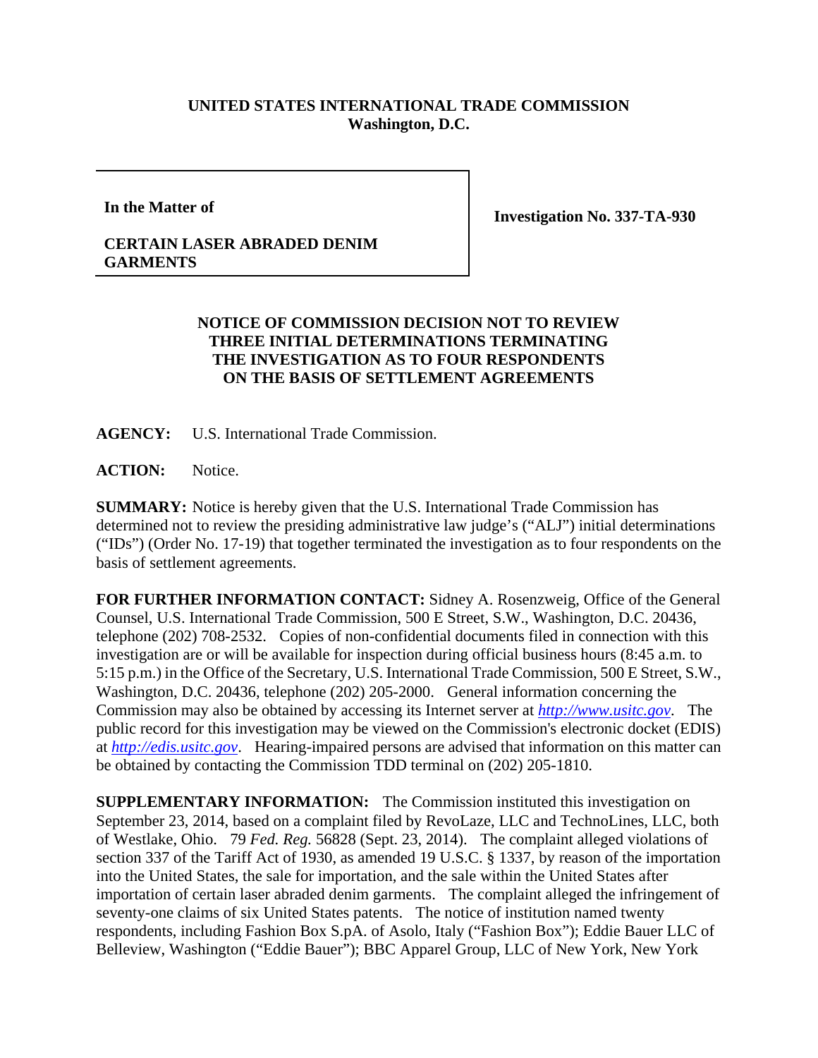**UNITED STATES INTERNATIONAL TRADE COMMISSION**
**Washington, D.C.**

| | |
|---|---|
| **In the Matter of**<br><br>**CERTAIN LASER ABRADED DENIM GARMENTS** | **Investigation No. 337-TA-930** |

**NOTICE OF COMMISSION DECISION NOT TO REVIEW THREE INITIAL DETERMINATIONS TERMINATING THE INVESTIGATION AS TO FOUR RESPONDENTS ON THE BASIS OF SETTLEMENT AGREEMENTS**

**AGENCY:** U.S. International Trade Commission.

**ACTION:** Notice.

**SUMMARY:** Notice is hereby given that the U.S. International Trade Commission has determined not to review the presiding administrative law judge's ("ALJ") initial determinations ("IDs") (Order No. 17-19) that together terminated the investigation as to four respondents on the basis of settlement agreements.

**FOR FURTHER INFORMATION CONTACT:** Sidney A. Rosenzweig, Office of the General Counsel, U.S. International Trade Commission, 500 E Street, S.W., Washington, D.C. 20436, telephone (202) 708-2532. Copies of non-confidential documents filed in connection with this investigation are or will be available for inspection during official business hours (8:45 a.m. to 5:15 p.m.) in the Office of the Secretary, U.S. International Trade Commission, 500 E Street, S.W., Washington, D.C. 20436, telephone (202) 205-2000. General information concerning the Commission may also be obtained by accessing its Internet server at *http://www.usitc.gov*. The public record for this investigation may be viewed on the Commission's electronic docket (EDIS) at *http://edis.usitc.gov*. Hearing-impaired persons are advised that information on this matter can be obtained by contacting the Commission TDD terminal on (202) 205-1810.

**SUPPLEMENTARY INFORMATION:** The Commission instituted this investigation on September 23, 2014, based on a complaint filed by RevoLaze, LLC and TechnoLines, LLC, both of Westlake, Ohio. 79 *Fed. Reg.* 56828 (Sept. 23, 2014). The complaint alleged violations of section 337 of the Tariff Act of 1930, as amended 19 U.S.C. § 1337, by reason of the importation into the United States, the sale for importation, and the sale within the United States after importation of certain laser abraded denim garments. The complaint alleged the infringement of seventy-one claims of six United States patents. The notice of institution named twenty respondents, including Fashion Box S.pA. of Asolo, Italy ("Fashion Box"); Eddie Bauer LLC of Belleview, Washington ("Eddie Bauer"); BBC Apparel Group, LLC of New York, New York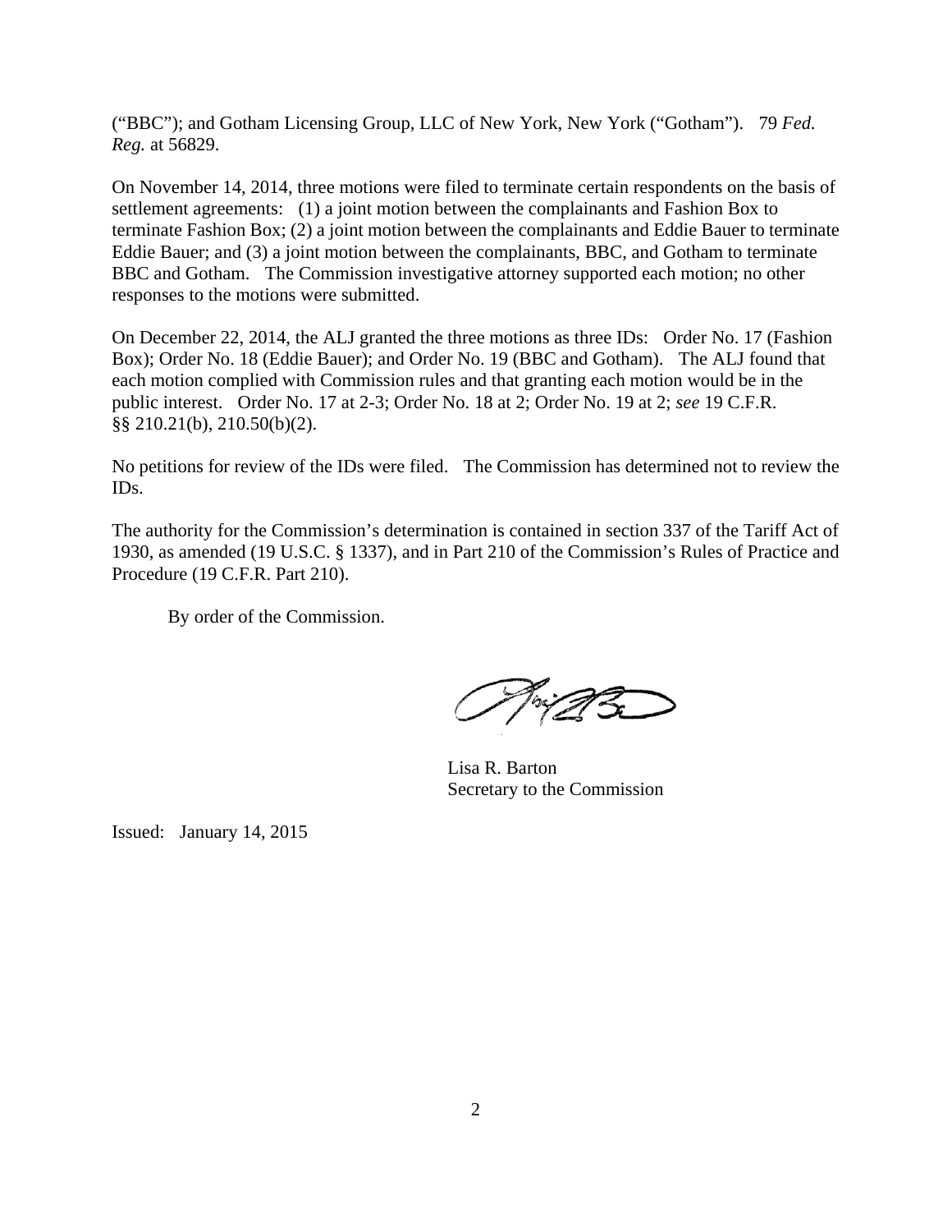("BBC"); and Gotham Licensing Group, LLC of New York, New York ("Gotham"). 79 *Fed. Reg.* at 56829.

On November 14, 2014, three motions were filed to terminate certain respondents on the basis of settlement agreements: (1) a joint motion between the complainants and Fashion Box to terminate Fashion Box; (2) a joint motion between the complainants and Eddie Bauer to terminate Eddie Bauer; and (3) a joint motion between the complainants, BBC, and Gotham to terminate BBC and Gotham. The Commission investigative attorney supported each motion; no other responses to the motions were submitted.

On December 22, 2014, the ALJ granted the three motions as three IDs: Order No. 17 (Fashion Box); Order No. 18 (Eddie Bauer); and Order No. 19 (BBC and Gotham). The ALJ found that each motion complied with Commission rules and that granting each motion would be in the public interest. Order No. 17 at 2-3; Order No. 18 at 2; Order No. 19 at 2; *see* 19 C.F.R. §§ 210.21(b), 210.50(b)(2).

No petitions for review of the IDs were filed. The Commission has determined not to review the IDs.

The authority for the Commission's determination is contained in section 337 of the Tariff Act of 1930, as amended (19 U.S.C. § 1337), and in Part 210 of the Commission's Rules of Practice and Procedure (19 C.F.R. Part 210).

By order of the Commission.

Lisa R. Barton
Secretary to the Commission

Issued: January 14, 2015